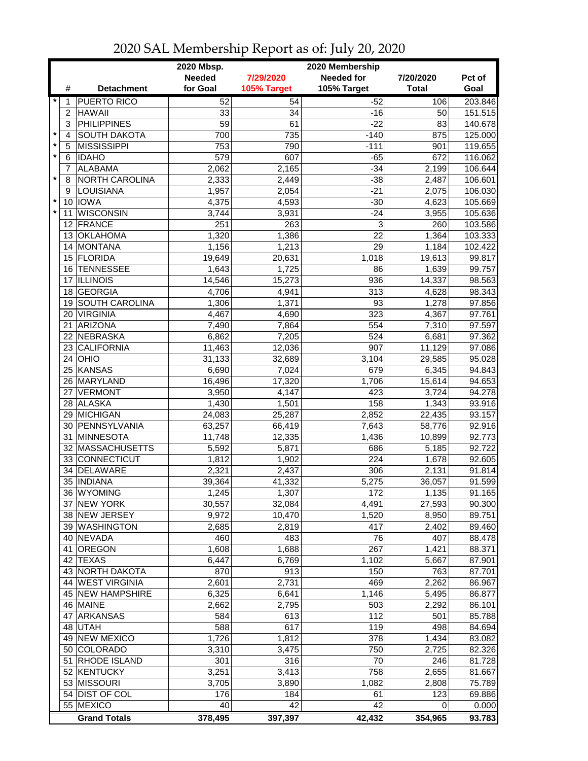# 2020 SAL Membership Report as of: July 20, 2020

| | # | Detachment | 2020 Mbsp. Needed for Goal | 7/29/2020 105% Target | 2020 Membership Needed for 105% Target | 7/20/2020 Total | Pct of Goal |
|---|---|---|---|---|---|---|---|
| * | 1 | PUERTO RICO | 52 | 54 | -52 | 106 | 203.846 |
| | 2 | HAWAII | 33 | 34 | -16 | 50 | 151.515 |
| | 3 | PHILIPPINES | 59 | 61 | -22 | 83 | 140.678 |
| * | 4 | SOUTH DAKOTA | 700 | 735 | -140 | 875 | 125.000 |
| * | 5 | MISSISSIPPI | 753 | 790 | -111 | 901 | 119.655 |
| * | 6 | IDAHO | 579 | 607 | -65 | 672 | 116.062 |
| | 7 | ALABAMA | 2,062 | 2,165 | -34 | 2,199 | 106.644 |
| * | 8 | NORTH CAROLINA | 2,333 | 2,449 | -38 | 2,487 | 106.601 |
| | 9 | LOUISIANA | 1,957 | 2,054 | -21 | 2,075 | 106.030 |
| * | 10 | IOWA | 4,375 | 4,593 | -30 | 4,623 | 105.669 |
| * | 11 | WISCONSIN | 3,744 | 3,931 | -24 | 3,955 | 105.636 |
| | 12 | FRANCE | 251 | 263 | 3 | 260 | 103.586 |
| | 13 | OKLAHOMA | 1,320 | 1,386 | 22 | 1,364 | 103.333 |
| | 14 | MONTANA | 1,156 | 1,213 | 29 | 1,184 | 102.422 |
| | 15 | FLORIDA | 19,649 | 20,631 | 1,018 | 19,613 | 99.817 |
| | 16 | TENNESSEE | 1,643 | 1,725 | 86 | 1,639 | 99.757 |
| | 17 | ILLINOIS | 14,546 | 15,273 | 936 | 14,337 | 98.563 |
| | 18 | GEORGIA | 4,706 | 4,941 | 313 | 4,628 | 98.343 |
| | 19 | SOUTH CAROLINA | 1,306 | 1,371 | 93 | 1,278 | 97.856 |
| | 20 | VIRGINIA | 4,467 | 4,690 | 323 | 4,367 | 97.761 |
| | 21 | ARIZONA | 7,490 | 7,864 | 554 | 7,310 | 97.597 |
| | 22 | NEBRASKA | 6,862 | 7,205 | 524 | 6,681 | 97.362 |
| | 23 | CALIFORNIA | 11,463 | 12,036 | 907 | 11,129 | 97.086 |
| | 24 | OHIO | 31,133 | 32,689 | 3,104 | 29,585 | 95.028 |
| | 25 | KANSAS | 6,690 | 7,024 | 679 | 6,345 | 94.843 |
| | 26 | MARYLAND | 16,496 | 17,320 | 1,706 | 15,614 | 94.653 |
| | 27 | VERMONT | 3,950 | 4,147 | 423 | 3,724 | 94.278 |
| | 28 | ALASKA | 1,430 | 1,501 | 158 | 1,343 | 93.916 |
| | 29 | MICHIGAN | 24,083 | 25,287 | 2,852 | 22,435 | 93.157 |
| | 30 | PENNSYLVANIA | 63,257 | 66,419 | 7,643 | 58,776 | 92.916 |
| | 31 | MINNESOTA | 11,748 | 12,335 | 1,436 | 10,899 | 92.773 |
| | 32 | MASSACHUSETTS | 5,592 | 5,871 | 686 | 5,185 | 92.722 |
| | 33 | CONNECTICUT | 1,812 | 1,902 | 224 | 1,678 | 92.605 |
| | 34 | DELAWARE | 2,321 | 2,437 | 306 | 2,131 | 91.814 |
| | 35 | INDIANA | 39,364 | 41,332 | 5,275 | 36,057 | 91.599 |
| | 36 | WYOMING | 1,245 | 1,307 | 172 | 1,135 | 91.165 |
| | 37 | NEW YORK | 30,557 | 32,084 | 4,491 | 27,593 | 90.300 |
| | 38 | NEW JERSEY | 9,972 | 10,470 | 1,520 | 8,950 | 89.751 |
| | 39 | WASHINGTON | 2,685 | 2,819 | 417 | 2,402 | 89.460 |
| | 40 | NEVADA | 460 | 483 | 76 | 407 | 88.478 |
| | 41 | OREGON | 1,608 | 1,688 | 267 | 1,421 | 88.371 |
| | 42 | TEXAS | 6,447 | 6,769 | 1,102 | 5,667 | 87.901 |
| | 43 | NORTH DAKOTA | 870 | 913 | 150 | 763 | 87.701 |
| | 44 | WEST VIRGINIA | 2,601 | 2,731 | 469 | 2,262 | 86.967 |
| | 45 | NEW HAMPSHIRE | 6,325 | 6,641 | 1,146 | 5,495 | 86.877 |
| | 46 | MAINE | 2,662 | 2,795 | 503 | 2,292 | 86.101 |
| | 47 | ARKANSAS | 584 | 613 | 112 | 501 | 85.788 |
| | 48 | UTAH | 588 | 617 | 119 | 498 | 84.694 |
| | 49 | NEW MEXICO | 1,726 | 1,812 | 378 | 1,434 | 83.082 |
| | 50 | COLORADO | 3,310 | 3,475 | 750 | 2,725 | 82.326 |
| | 51 | RHODE ISLAND | 301 | 316 | 70 | 246 | 81.728 |
| | 52 | KENTUCKY | 3,251 | 3,413 | 758 | 2,655 | 81.667 |
| | 53 | MISSOURI | 3,705 | 3,890 | 1,082 | 2,808 | 75.789 |
| | 54 | DIST OF COL | 176 | 184 | 61 | 123 | 69.886 |
| | 55 | MEXICO | 40 | 42 | 42 | 0 | 0.000 |
| | | **Grand Totals** | **378,495** | **397,397** | **42,432** | **354,965** | **93.783** |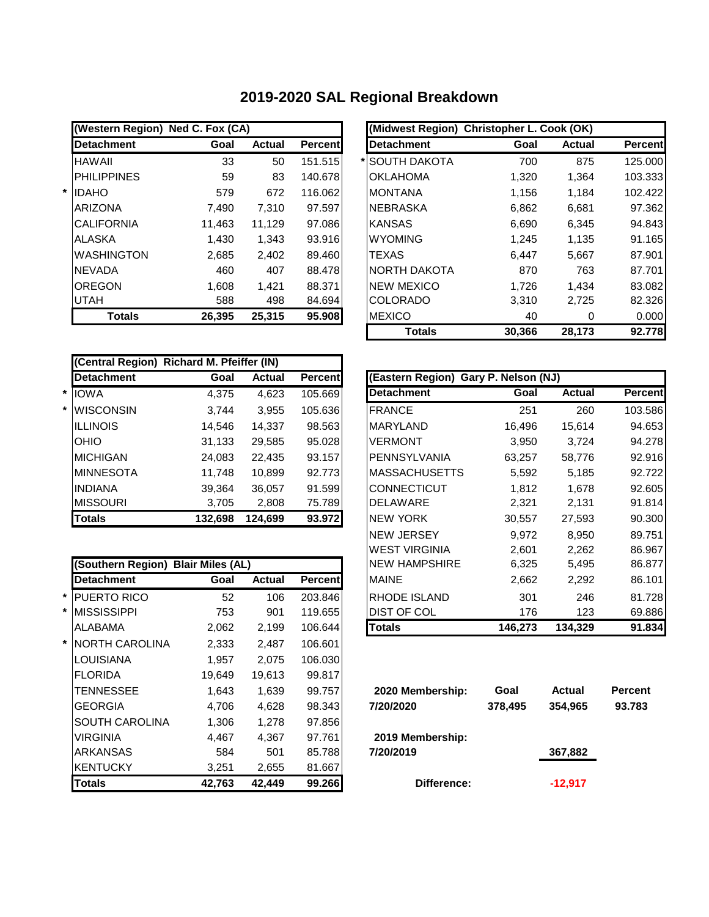# 2019-2020 SAL Regional Breakdown

| (Western Region) Ned C. Fox (CA) | | | | |
|---|---|---|---|---|
| | Detachment | Goal | Actual | Percent |
| | HAWAII | 33 | 50 | 151.515 |
| | PHILIPPINES | 59 | 83 | 140.678 |
| * | IDAHO | 579 | 672 | 116.062 |
| | ARIZONA | 7,490 | 7,310 | 97.597 |
| | CALIFORNIA | 11,463 | 11,129 | 97.086 |
| | ALASKA | 1,430 | 1,343 | 93.916 |
| | WASHINGTON | 2,685 | 2,402 | 89.460 |
| | NEVADA | 460 | 407 | 88.478 |
| | OREGON | 1,608 | 1,421 | 88.371 |
| | UTAH | 588 | 498 | 84.694 |
| | **Totals** | **26,395** | **25,315** | **95.908** |

| (Midwest Region) Christopher L. Cook (OK) | | | | |
|---|---|---|---|---|
| | Detachment | Goal | Actual | Percent |
| * | SOUTH DAKOTA | 700 | 875 | 125.000 |
| | OKLAHOMA | 1,320 | 1,364 | 103.333 |
| | MONTANA | 1,156 | 1,184 | 102.422 |
| | NEBRASKA | 6,862 | 6,681 | 97.362 |
| | KANSAS | 6,690 | 6,345 | 94.843 |
| | WYOMING | 1,245 | 1,135 | 91.165 |
| | TEXAS | 6,447 | 5,667 | 87.901 |
| | NORTH DAKOTA | 870 | 763 | 87.701 |
| | NEW MEXICO | 1,726 | 1,434 | 83.082 |
| | COLORADO | 3,310 | 2,725 | 82.326 |
| | MEXICO | 40 | 0 | 0.000 |
| | **Totals** | **30,366** | **28,173** | **92.778** |

| (Central Region) Richard M. Pfeiffer (IN) | | | | |
|---|---|---|---|---|
| | Detachment | Goal | Actual | Percent |
| * | IOWA | 4,375 | 4,623 | 105.669 |
| * | WISCONSIN | 3,744 | 3,955 | 105.636 |
| | ILLINOIS | 14,546 | 14,337 | 98.563 |
| | OHIO | 31,133 | 29,585 | 95.028 |
| | MICHIGAN | 24,083 | 22,435 | 93.157 |
| | MINNESOTA | 11,748 | 10,899 | 92.773 |
| | INDIANA | 39,364 | 36,057 | 91.599 |
| | MISSOURI | 3,705 | 2,808 | 75.789 |
| | **Totals** | **132,698** | **124,699** | **93.972** |

| (Eastern Region) Gary P. Nelson (NJ) | | | |
|---|---|---|---|
| Detachment | Goal | Actual | Percent |
| FRANCE | 251 | 260 | 103.586 |
| MARYLAND | 16,496 | 15,614 | 94.653 |
| VERMONT | 3,950 | 3,724 | 94.278 |
| PENNSYLVANIA | 63,257 | 58,776 | 92.916 |
| MASSACHUSETTS | 5,592 | 5,185 | 92.722 |
| CONNECTICUT | 1,812 | 1,678 | 92.605 |
| DELAWARE | 2,321 | 2,131 | 91.814 |
| NEW YORK | 30,557 | 27,593 | 90.300 |
| NEW JERSEY | 9,972 | 8,950 | 89.751 |
| WEST VIRGINIA | 2,601 | 2,262 | 86.967 |
| NEW HAMPSHIRE | 6,325 | 5,495 | 86.877 |
| MAINE | 2,662 | 2,292 | 86.101 |
| RHODE ISLAND | 301 | 246 | 81.728 |
| DIST OF COL | 176 | 123 | 69.886 |
| **Totals** | **146,273** | **134,329** | **91.834** |

| (Southern Region) Blair Miles (AL) | | | | |
|---|---|---|---|---|
| | Detachment | Goal | Actual | Percent |
| * | PUERTO RICO | 52 | 106 | 203.846 |
| * | MISSISSIPPI | 753 | 901 | 119.655 |
| | ALABAMA | 2,062 | 2,199 | 106.644 |
| * | NORTH CAROLINA | 2,333 | 2,487 | 106.601 |
| | LOUISIANA | 1,957 | 2,075 | 106.030 |
| | FLORIDA | 19,649 | 19,613 | 99.817 |
| | TENNESSEE | 1,643 | 1,639 | 99.757 |
| | GEORGIA | 4,706 | 4,628 | 98.343 |
| | SOUTH CAROLINA | 1,306 | 1,278 | 97.856 |
| | VIRGINIA | 4,467 | 4,367 | 97.761 |
| | ARKANSAS | 584 | 501 | 85.788 |
| | KENTUCKY | 3,251 | 2,655 | 81.667 |
| | **Totals** | **42,763** | **42,449** | **99.266** |

| 2020 Membership: | Goal | Actual | Percent |
|---|---|---|---|
| 7/20/2020 | 378,495 | 354,965 | 93.783 |
| **2019 Membership:** | | | |
| 7/20/2019 | | 367,882 | |
| **Difference:** | | **-12,917** | |